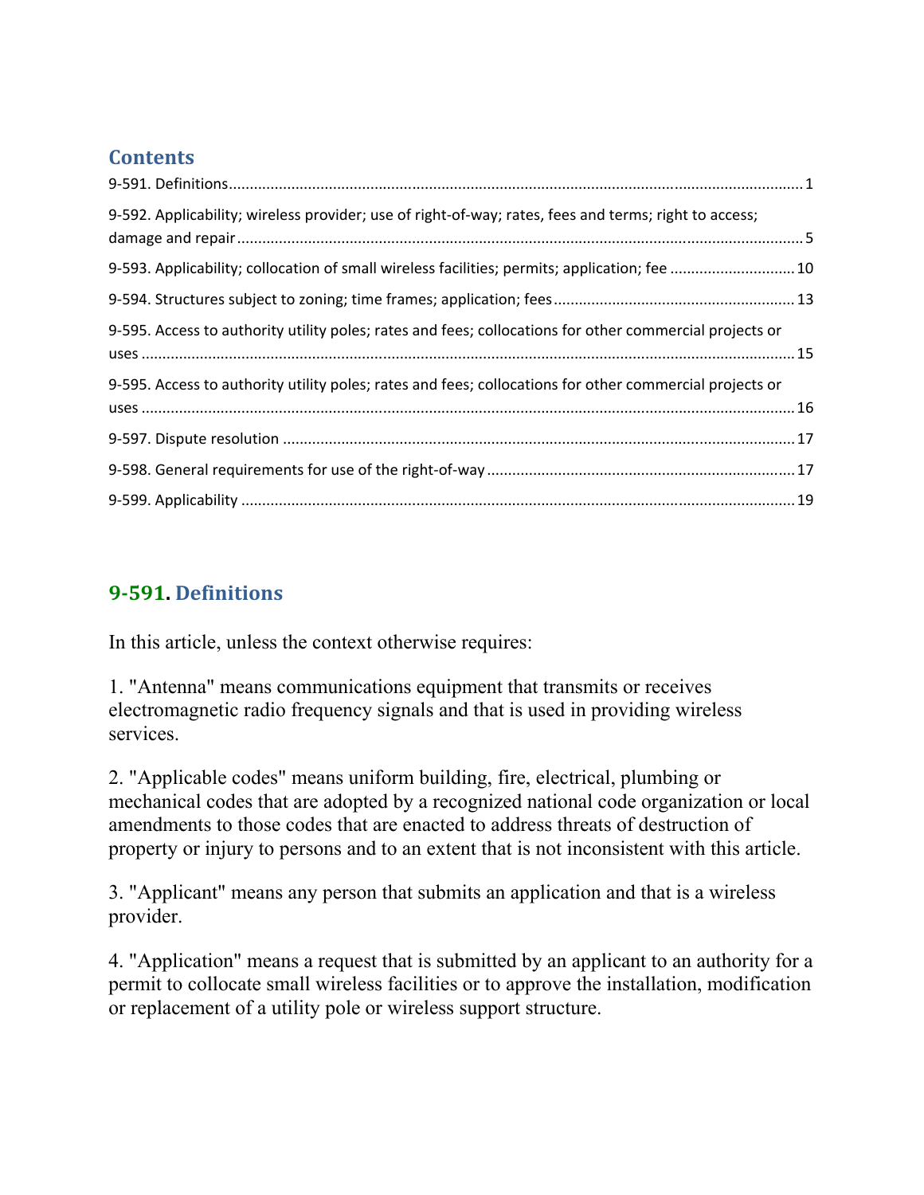## Contents

9-591. Definitions ... 1

9-592. Applicability; wireless provider; use of right-of-way; rates, fees and terms; right to access; damage and repair ... 5

9-593. Applicability; collocation of small wireless facilities; permits; application; fee ... 10

9-594. Structures subject to zoning; time frames; application; fees ... 13

9-595. Access to authority utility poles; rates and fees; collocations for other commercial projects or uses ... 15

9-595. Access to authority utility poles; rates and fees; collocations for other commercial projects or uses ... 16

9-597. Dispute resolution ... 17

9-598. General requirements for use of the right-of-way ... 17

9-599. Applicability ... 19

## 9-591. Definitions

In this article, unless the context otherwise requires:

1. "Antenna" means communications equipment that transmits or receives electromagnetic radio frequency signals and that is used in providing wireless services.

2. "Applicable codes" means uniform building, fire, electrical, plumbing or mechanical codes that are adopted by a recognized national code organization or local amendments to those codes that are enacted to address threats of destruction of property or injury to persons and to an extent that is not inconsistent with this article.

3. "Applicant" means any person that submits an application and that is a wireless provider.

4. "Application" means a request that is submitted by an applicant to an authority for a permit to collocate small wireless facilities or to approve the installation, modification or replacement of a utility pole or wireless support structure.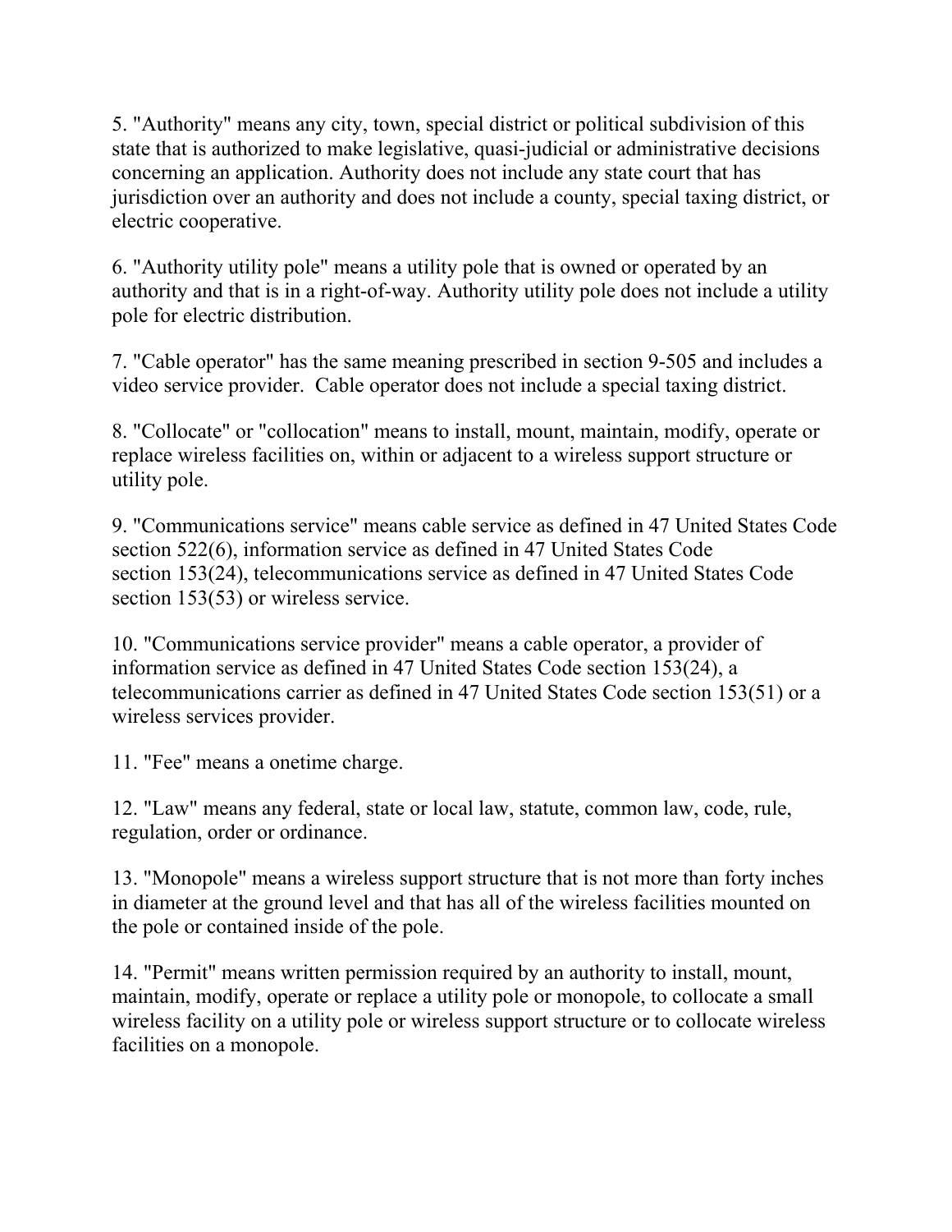5. "Authority" means any city, town, special district or political subdivision of this state that is authorized to make legislative, quasi-judicial or administrative decisions concerning an application. Authority does not include any state court that has jurisdiction over an authority and does not include a county, special taxing district, or electric cooperative.

6. "Authority utility pole" means a utility pole that is owned or operated by an authority and that is in a right-of-way. Authority utility pole does not include a utility pole for electric distribution.

7. "Cable operator" has the same meaning prescribed in section 9-505 and includes a video service provider. Cable operator does not include a special taxing district.

8. "Collocate" or "collocation" means to install, mount, maintain, modify, operate or replace wireless facilities on, within or adjacent to a wireless support structure or utility pole.

9. "Communications service" means cable service as defined in 47 United States Code section 522(6), information service as defined in 47 United States Code section 153(24), telecommunications service as defined in 47 United States Code section 153(53) or wireless service.

10. "Communications service provider" means a cable operator, a provider of information service as defined in 47 United States Code section 153(24), a telecommunications carrier as defined in 47 United States Code section 153(51) or a wireless services provider.

11. "Fee" means a onetime charge.

12. "Law" means any federal, state or local law, statute, common law, code, rule, regulation, order or ordinance.

13. "Monopole" means a wireless support structure that is not more than forty inches in diameter at the ground level and that has all of the wireless facilities mounted on the pole or contained inside of the pole.

14. "Permit" means written permission required by an authority to install, mount, maintain, modify, operate or replace a utility pole or monopole, to collocate a small wireless facility on a utility pole or wireless support structure or to collocate wireless facilities on a monopole.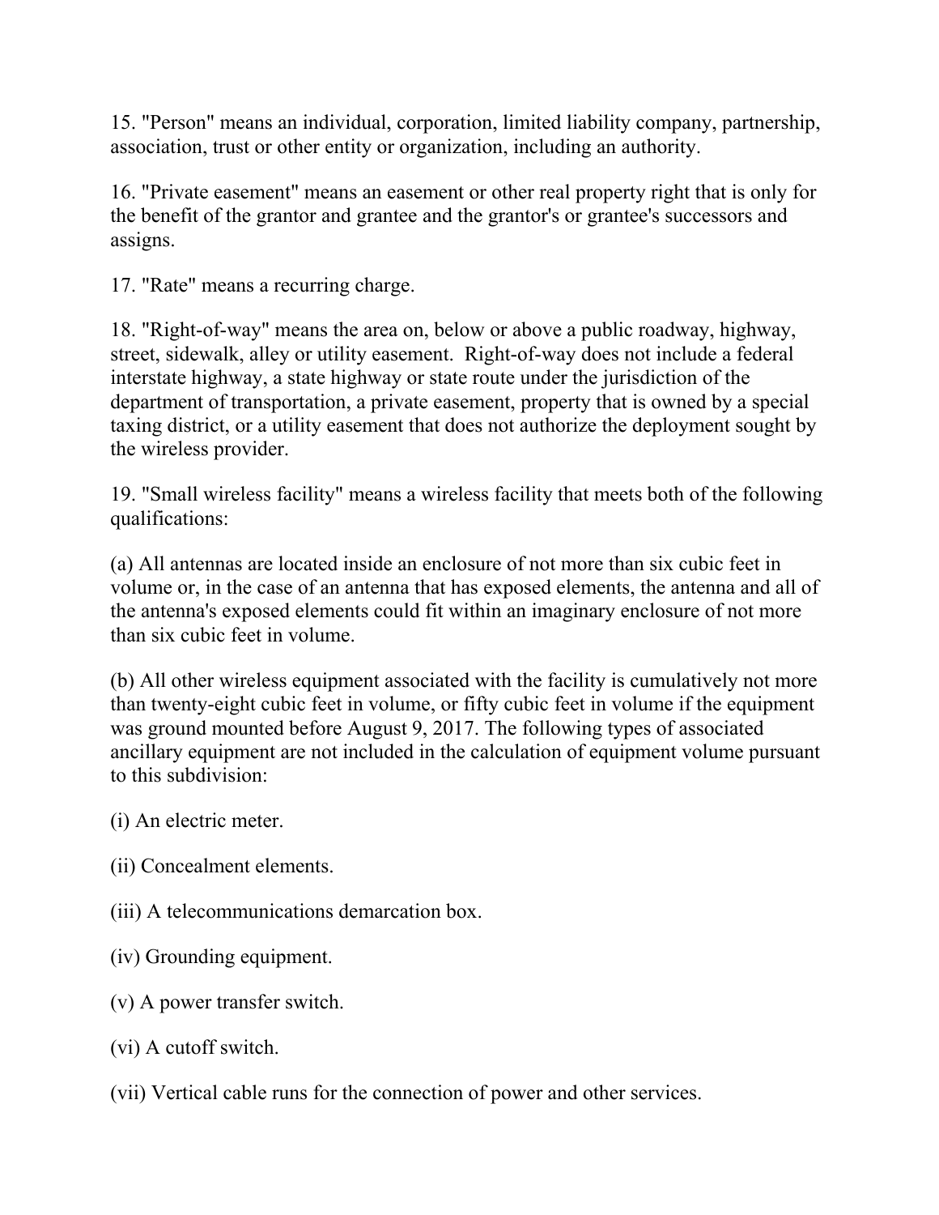15. "Person" means an individual, corporation, limited liability company, partnership, association, trust or other entity or organization, including an authority.

16. "Private easement" means an easement or other real property right that is only for the benefit of the grantor and grantee and the grantor's or grantee's successors and assigns.

17. "Rate" means a recurring charge.

18. "Right-of-way" means the area on, below or above a public roadway, highway, street, sidewalk, alley or utility easement. Right-of-way does not include a federal interstate highway, a state highway or state route under the jurisdiction of the department of transportation, a private easement, property that is owned by a special taxing district, or a utility easement that does not authorize the deployment sought by the wireless provider.

19. "Small wireless facility" means a wireless facility that meets both of the following qualifications:

(a) All antennas are located inside an enclosure of not more than six cubic feet in volume or, in the case of an antenna that has exposed elements, the antenna and all of the antenna's exposed elements could fit within an imaginary enclosure of not more than six cubic feet in volume.

(b) All other wireless equipment associated with the facility is cumulatively not more than twenty-eight cubic feet in volume, or fifty cubic feet in volume if the equipment was ground mounted before August 9, 2017. The following types of associated ancillary equipment are not included in the calculation of equipment volume pursuant to this subdivision:

(i) An electric meter.

(ii) Concealment elements.

(iii) A telecommunications demarcation box.

(iv) Grounding equipment.

(v) A power transfer switch.

(vi) A cutoff switch.

(vii) Vertical cable runs for the connection of power and other services.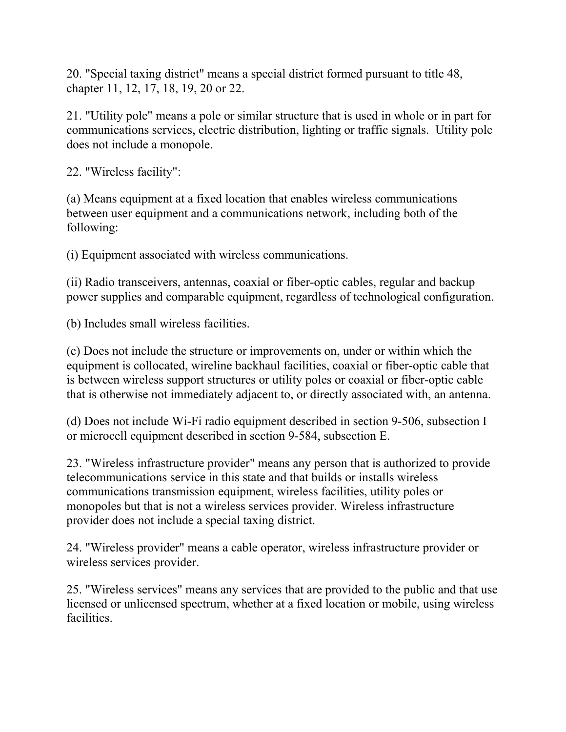20. "Special taxing district" means a special district formed pursuant to title 48, chapter 11, 12, 17, 18, 19, 20 or 22.

21. "Utility pole" means a pole or similar structure that is used in whole or in part for communications services, electric distribution, lighting or traffic signals. Utility pole does not include a monopole.

22. "Wireless facility":

(a) Means equipment at a fixed location that enables wireless communications between user equipment and a communications network, including both of the following:

(i) Equipment associated with wireless communications.

(ii) Radio transceivers, antennas, coaxial or fiber-optic cables, regular and backup power supplies and comparable equipment, regardless of technological configuration.

(b) Includes small wireless facilities.

(c) Does not include the structure or improvements on, under or within which the equipment is collocated, wireline backhaul facilities, coaxial or fiber-optic cable that is between wireless support structures or utility poles or coaxial or fiber-optic cable that is otherwise not immediately adjacent to, or directly associated with, an antenna.

(d) Does not include Wi-Fi radio equipment described in section 9-506, subsection I or microcell equipment described in section 9-584, subsection E.

23. "Wireless infrastructure provider" means any person that is authorized to provide telecommunications service in this state and that builds or installs wireless communications transmission equipment, wireless facilities, utility poles or monopoles but that is not a wireless services provider. Wireless infrastructure provider does not include a special taxing district.

24. "Wireless provider" means a cable operator, wireless infrastructure provider or wireless services provider.

25. "Wireless services" means any services that are provided to the public and that use licensed or unlicensed spectrum, whether at a fixed location or mobile, using wireless facilities.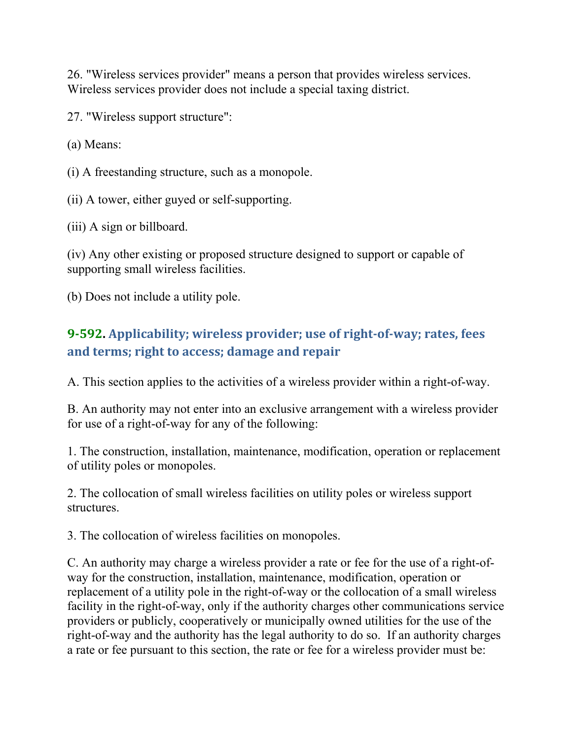26. "Wireless services provider" means a person that provides wireless services. Wireless services provider does not include a special taxing district.

27. "Wireless support structure":

(a) Means:

(i) A freestanding structure, such as a monopole.

(ii) A tower, either guyed or self-supporting.

(iii) A sign or billboard.

(iv) Any other existing or proposed structure designed to support or capable of supporting small wireless facilities.

(b) Does not include a utility pole.

## 9-592. Applicability; wireless provider; use of right-of-way; rates, fees and terms; right to access; damage and repair

A. This section applies to the activities of a wireless provider within a right-of-way.

B. An authority may not enter into an exclusive arrangement with a wireless provider for use of a right-of-way for any of the following:

1. The construction, installation, maintenance, modification, operation or replacement of utility poles or monopoles.

2. The collocation of small wireless facilities on utility poles or wireless support structures.

3. The collocation of wireless facilities on monopoles.

C. An authority may charge a wireless provider a rate or fee for the use of a right-of-way for the construction, installation, maintenance, modification, operation or replacement of a utility pole in the right-of-way or the collocation of a small wireless facility in the right-of-way, only if the authority charges other communications service providers or publicly, cooperatively or municipally owned utilities for the use of the right-of-way and the authority has the legal authority to do so. If an authority charges a rate or fee pursuant to this section, the rate or fee for a wireless provider must be: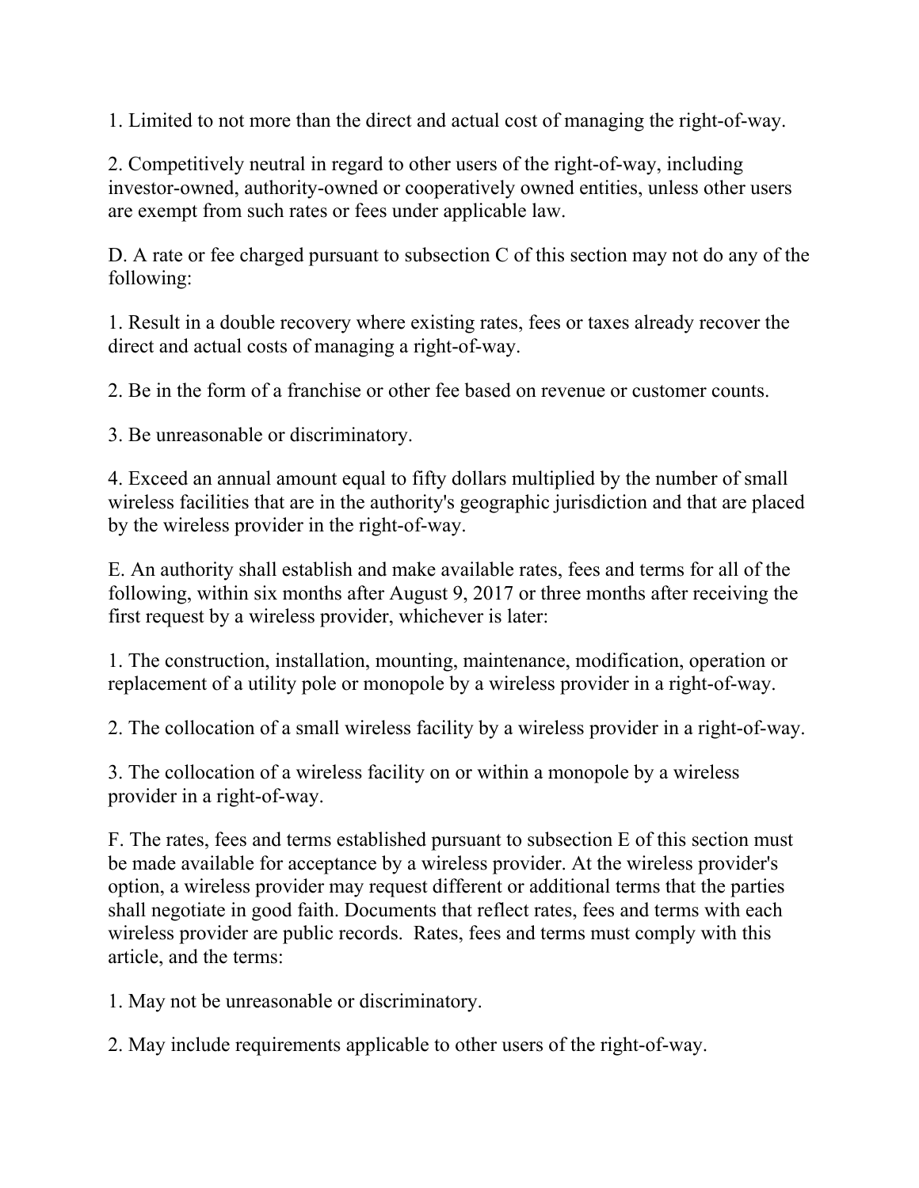1. Limited to not more than the direct and actual cost of managing the right-of-way.

2. Competitively neutral in regard to other users of the right-of-way, including investor-owned, authority-owned or cooperatively owned entities, unless other users are exempt from such rates or fees under applicable law.

D. A rate or fee charged pursuant to subsection C of this section may not do any of the following:

1. Result in a double recovery where existing rates, fees or taxes already recover the direct and actual costs of managing a right-of-way.

2. Be in the form of a franchise or other fee based on revenue or customer counts.

3. Be unreasonable or discriminatory.

4. Exceed an annual amount equal to fifty dollars multiplied by the number of small wireless facilities that are in the authority's geographic jurisdiction and that are placed by the wireless provider in the right-of-way.

E. An authority shall establish and make available rates, fees and terms for all of the following, within six months after August 9, 2017 or three months after receiving the first request by a wireless provider, whichever is later:

1. The construction, installation, mounting, maintenance, modification, operation or replacement of a utility pole or monopole by a wireless provider in a right-of-way.

2. The collocation of a small wireless facility by a wireless provider in a right-of-way.

3. The collocation of a wireless facility on or within a monopole by a wireless provider in a right-of-way.

F. The rates, fees and terms established pursuant to subsection E of this section must be made available for acceptance by a wireless provider. At the wireless provider's option, a wireless provider may request different or additional terms that the parties shall negotiate in good faith. Documents that reflect rates, fees and terms with each wireless provider are public records. Rates, fees and terms must comply with this article, and the terms:

1. May not be unreasonable or discriminatory.

2. May include requirements applicable to other users of the right-of-way.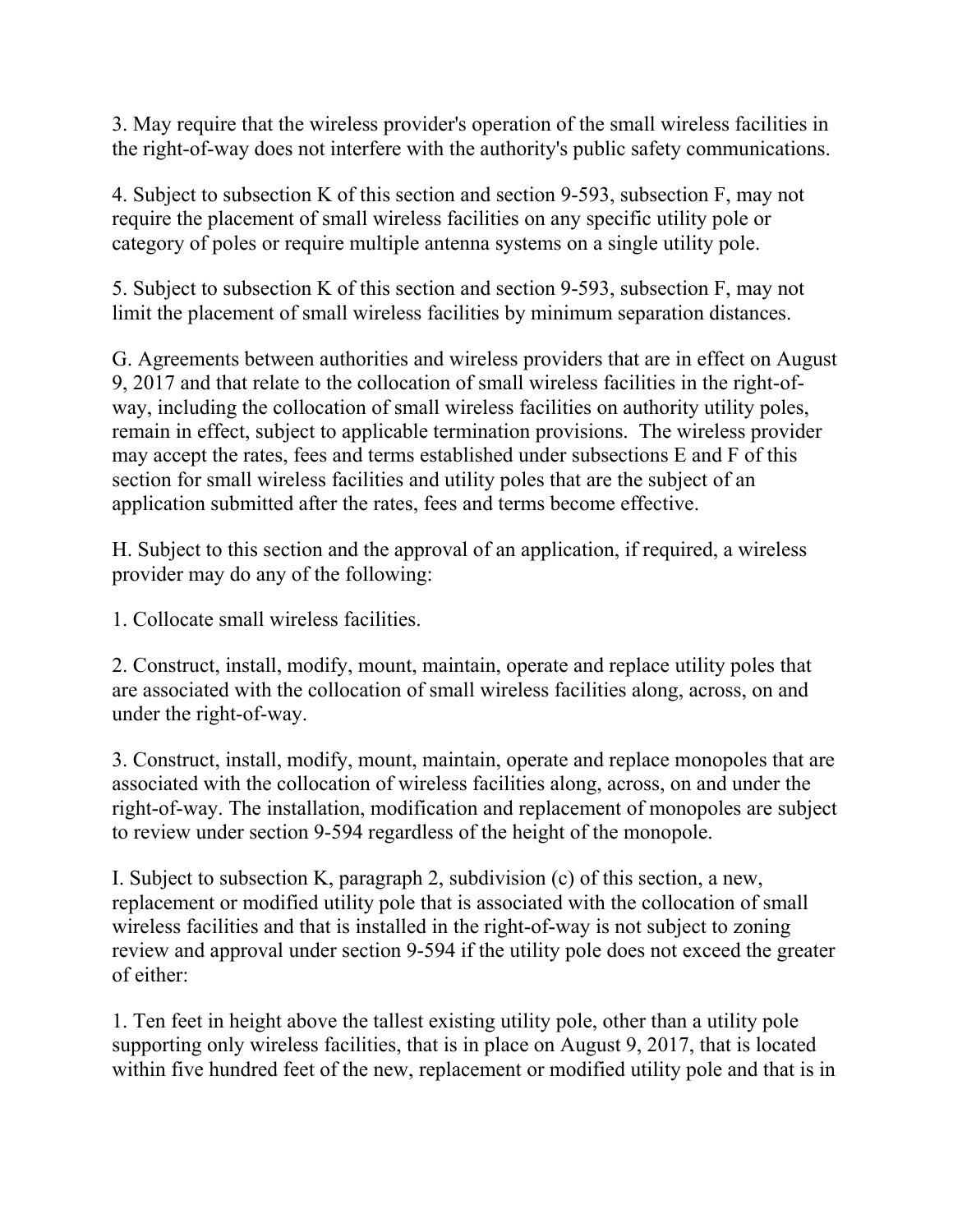3. May require that the wireless provider's operation of the small wireless facilities in the right-of-way does not interfere with the authority's public safety communications.

4. Subject to subsection K of this section and section 9-593, subsection F, may not require the placement of small wireless facilities on any specific utility pole or category of poles or require multiple antenna systems on a single utility pole.

5. Subject to subsection K of this section and section 9-593, subsection F, may not limit the placement of small wireless facilities by minimum separation distances.

G. Agreements between authorities and wireless providers that are in effect on August 9, 2017 and that relate to the collocation of small wireless facilities in the right-of-way, including the collocation of small wireless facilities on authority utility poles, remain in effect, subject to applicable termination provisions. The wireless provider may accept the rates, fees and terms established under subsections E and F of this section for small wireless facilities and utility poles that are the subject of an application submitted after the rates, fees and terms become effective.

H. Subject to this section and the approval of an application, if required, a wireless provider may do any of the following:

1. Collocate small wireless facilities.

2. Construct, install, modify, mount, maintain, operate and replace utility poles that are associated with the collocation of small wireless facilities along, across, on and under the right-of-way.

3. Construct, install, modify, mount, maintain, operate and replace monopoles that are associated with the collocation of wireless facilities along, across, on and under the right-of-way. The installation, modification and replacement of monopoles are subject to review under section 9-594 regardless of the height of the monopole.

I. Subject to subsection K, paragraph 2, subdivision (c) of this section, a new, replacement or modified utility pole that is associated with the collocation of small wireless facilities and that is installed in the right-of-way is not subject to zoning review and approval under section 9-594 if the utility pole does not exceed the greater of either:

1. Ten feet in height above the tallest existing utility pole, other than a utility pole supporting only wireless facilities, that is in place on August 9, 2017, that is located within five hundred feet of the new, replacement or modified utility pole and that is in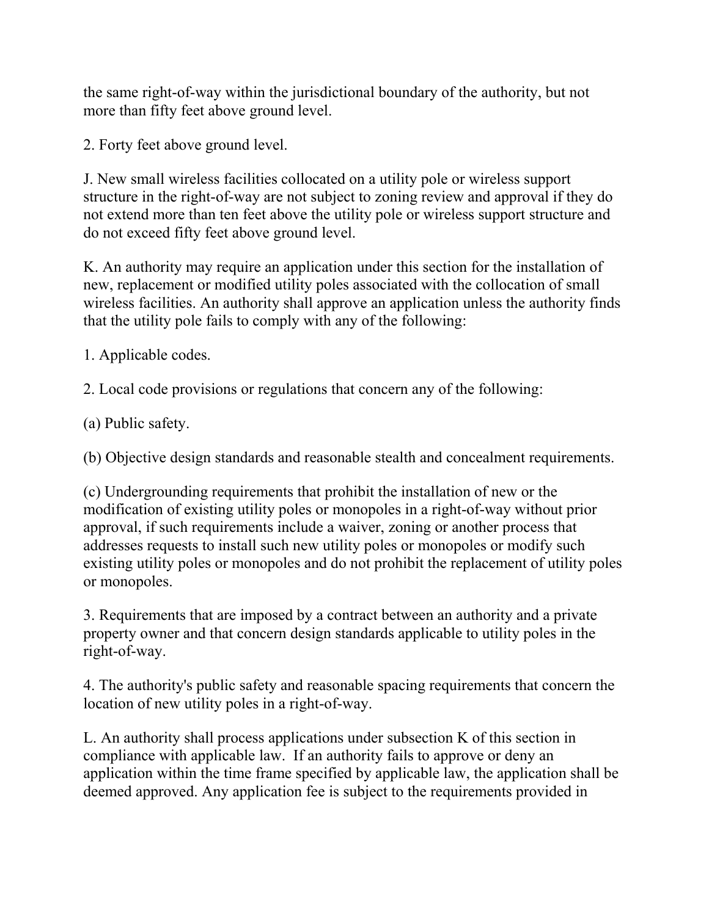the same right-of-way within the jurisdictional boundary of the authority, but not more than fifty feet above ground level.

2. Forty feet above ground level.

J. New small wireless facilities collocated on a utility pole or wireless support structure in the right-of-way are not subject to zoning review and approval if they do not extend more than ten feet above the utility pole or wireless support structure and do not exceed fifty feet above ground level.

K. An authority may require an application under this section for the installation of new, replacement or modified utility poles associated with the collocation of small wireless facilities. An authority shall approve an application unless the authority finds that the utility pole fails to comply with any of the following:

1. Applicable codes.

2. Local code provisions or regulations that concern any of the following:

(a) Public safety.

(b) Objective design standards and reasonable stealth and concealment requirements.

(c) Undergrounding requirements that prohibit the installation of new or the modification of existing utility poles or monopoles in a right-of-way without prior approval, if such requirements include a waiver, zoning or another process that addresses requests to install such new utility poles or monopoles or modify such existing utility poles or monopoles and do not prohibit the replacement of utility poles or monopoles.

3. Requirements that are imposed by a contract between an authority and a private property owner and that concern design standards applicable to utility poles in the right-of-way.

4. The authority's public safety and reasonable spacing requirements that concern the location of new utility poles in a right-of-way.

L. An authority shall process applications under subsection K of this section in compliance with applicable law. If an authority fails to approve or deny an application within the time frame specified by applicable law, the application shall be deemed approved. Any application fee is subject to the requirements provided in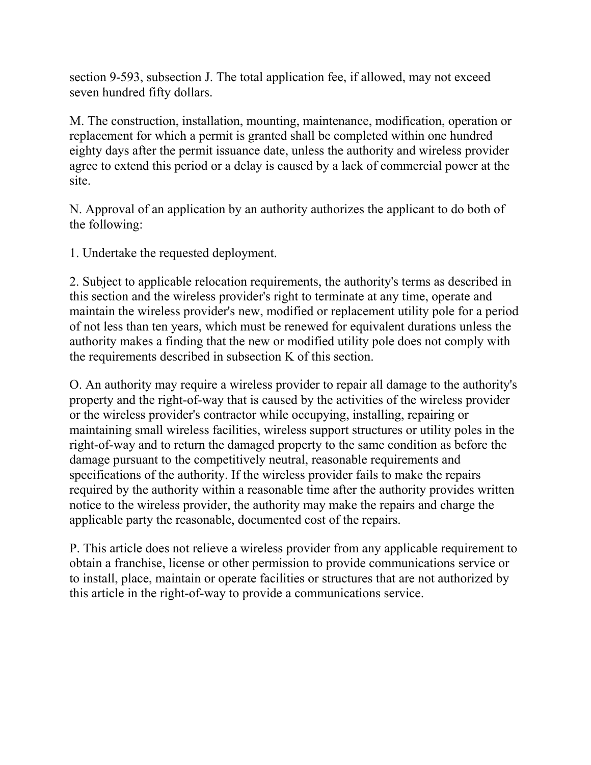section 9-593, subsection J. The total application fee, if allowed, may not exceed seven hundred fifty dollars.

M. The construction, installation, mounting, maintenance, modification, operation or replacement for which a permit is granted shall be completed within one hundred eighty days after the permit issuance date, unless the authority and wireless provider agree to extend this period or a delay is caused by a lack of commercial power at the site.

N. Approval of an application by an authority authorizes the applicant to do both of the following:

1. Undertake the requested deployment.

2. Subject to applicable relocation requirements, the authority's terms as described in this section and the wireless provider's right to terminate at any time, operate and maintain the wireless provider's new, modified or replacement utility pole for a period of not less than ten years, which must be renewed for equivalent durations unless the authority makes a finding that the new or modified utility pole does not comply with the requirements described in subsection K of this section.

O. An authority may require a wireless provider to repair all damage to the authority's property and the right-of-way that is caused by the activities of the wireless provider or the wireless provider's contractor while occupying, installing, repairing or maintaining small wireless facilities, wireless support structures or utility poles in the right-of-way and to return the damaged property to the same condition as before the damage pursuant to the competitively neutral, reasonable requirements and specifications of the authority. If the wireless provider fails to make the repairs required by the authority within a reasonable time after the authority provides written notice to the wireless provider, the authority may make the repairs and charge the applicable party the reasonable, documented cost of the repairs.

P. This article does not relieve a wireless provider from any applicable requirement to obtain a franchise, license or other permission to provide communications service or to install, place, maintain or operate facilities or structures that are not authorized by this article in the right-of-way to provide a communications service.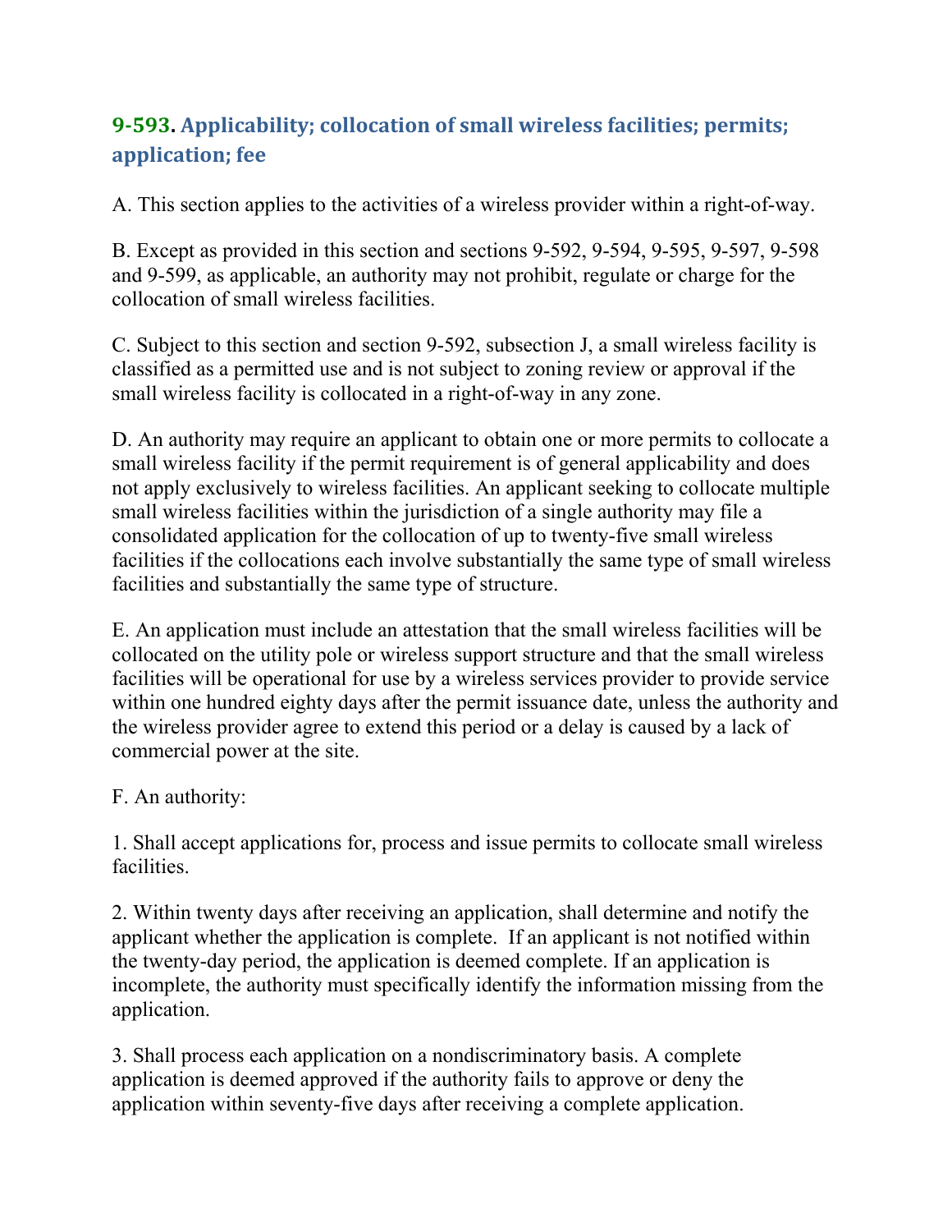## 9-593. Applicability; collocation of small wireless facilities; permits; application; fee

A. This section applies to the activities of a wireless provider within a right-of-way.

B. Except as provided in this section and sections 9-592, 9-594, 9-595, 9-597, 9-598 and 9-599, as applicable, an authority may not prohibit, regulate or charge for the collocation of small wireless facilities.

C. Subject to this section and section 9-592, subsection J, a small wireless facility is classified as a permitted use and is not subject to zoning review or approval if the small wireless facility is collocated in a right-of-way in any zone.

D. An authority may require an applicant to obtain one or more permits to collocate a small wireless facility if the permit requirement is of general applicability and does not apply exclusively to wireless facilities. An applicant seeking to collocate multiple small wireless facilities within the jurisdiction of a single authority may file a consolidated application for the collocation of up to twenty-five small wireless facilities if the collocations each involve substantially the same type of small wireless facilities and substantially the same type of structure.

E. An application must include an attestation that the small wireless facilities will be collocated on the utility pole or wireless support structure and that the small wireless facilities will be operational for use by a wireless services provider to provide service within one hundred eighty days after the permit issuance date, unless the authority and the wireless provider agree to extend this period or a delay is caused by a lack of commercial power at the site.

F. An authority:

1. Shall accept applications for, process and issue permits to collocate small wireless facilities.

2. Within twenty days after receiving an application, shall determine and notify the applicant whether the application is complete. If an applicant is not notified within the twenty-day period, the application is deemed complete. If an application is incomplete, the authority must specifically identify the information missing from the application.

3. Shall process each application on a nondiscriminatory basis. A complete application is deemed approved if the authority fails to approve or deny the application within seventy-five days after receiving a complete application.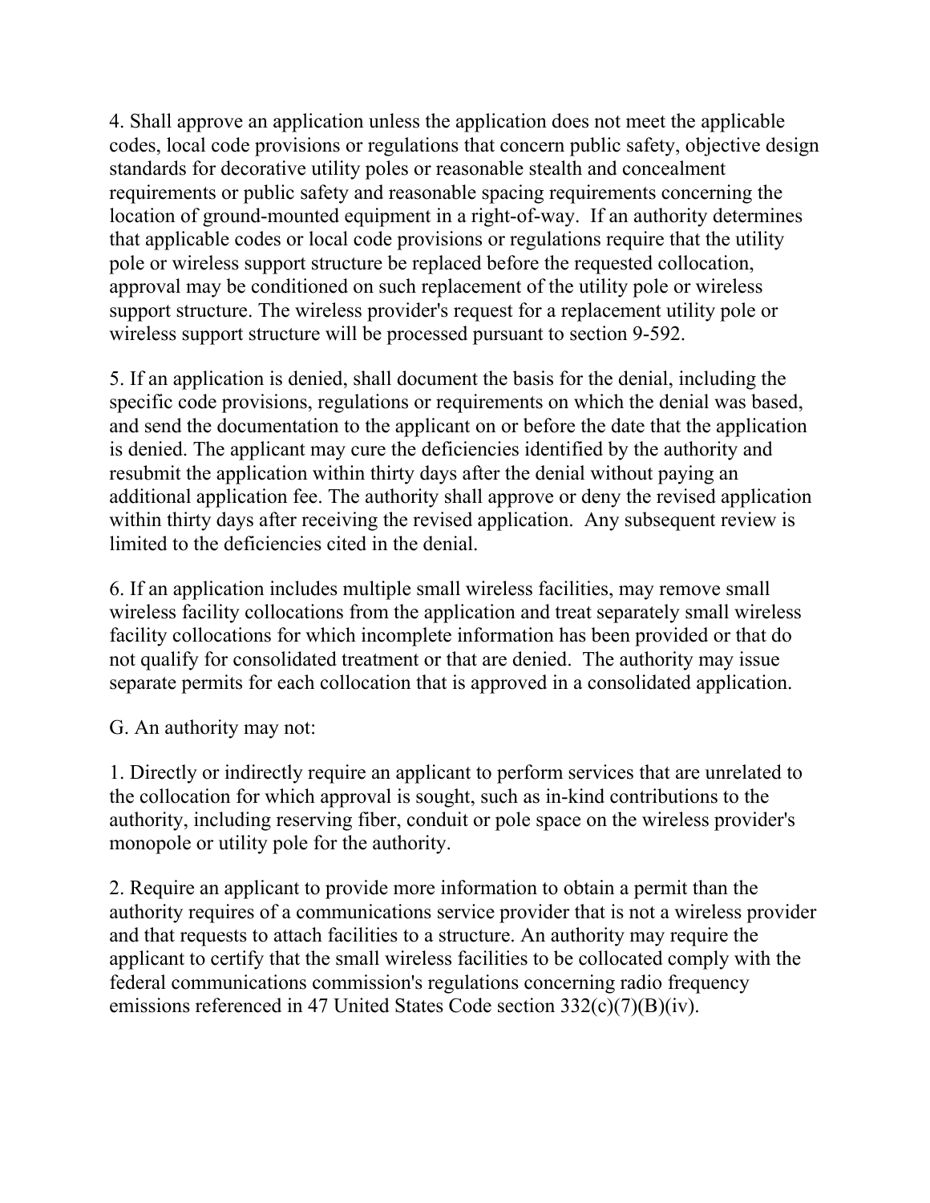4. Shall approve an application unless the application does not meet the applicable codes, local code provisions or regulations that concern public safety, objective design standards for decorative utility poles or reasonable stealth and concealment requirements or public safety and reasonable spacing requirements concerning the location of ground-mounted equipment in a right-of-way. If an authority determines that applicable codes or local code provisions or regulations require that the utility pole or wireless support structure be replaced before the requested collocation, approval may be conditioned on such replacement of the utility pole or wireless support structure. The wireless provider's request for a replacement utility pole or wireless support structure will be processed pursuant to section 9-592.

5. If an application is denied, shall document the basis for the denial, including the specific code provisions, regulations or requirements on which the denial was based, and send the documentation to the applicant on or before the date that the application is denied. The applicant may cure the deficiencies identified by the authority and resubmit the application within thirty days after the denial without paying an additional application fee. The authority shall approve or deny the revised application within thirty days after receiving the revised application. Any subsequent review is limited to the deficiencies cited in the denial.

6. If an application includes multiple small wireless facilities, may remove small wireless facility collocations from the application and treat separately small wireless facility collocations for which incomplete information has been provided or that do not qualify for consolidated treatment or that are denied. The authority may issue separate permits for each collocation that is approved in a consolidated application.

G. An authority may not:

1. Directly or indirectly require an applicant to perform services that are unrelated to the collocation for which approval is sought, such as in-kind contributions to the authority, including reserving fiber, conduit or pole space on the wireless provider's monopole or utility pole for the authority.

2. Require an applicant to provide more information to obtain a permit than the authority requires of a communications service provider that is not a wireless provider and that requests to attach facilities to a structure. An authority may require the applicant to certify that the small wireless facilities to be collocated comply with the federal communications commission's regulations concerning radio frequency emissions referenced in 47 United States Code section 332(c)(7)(B)(iv).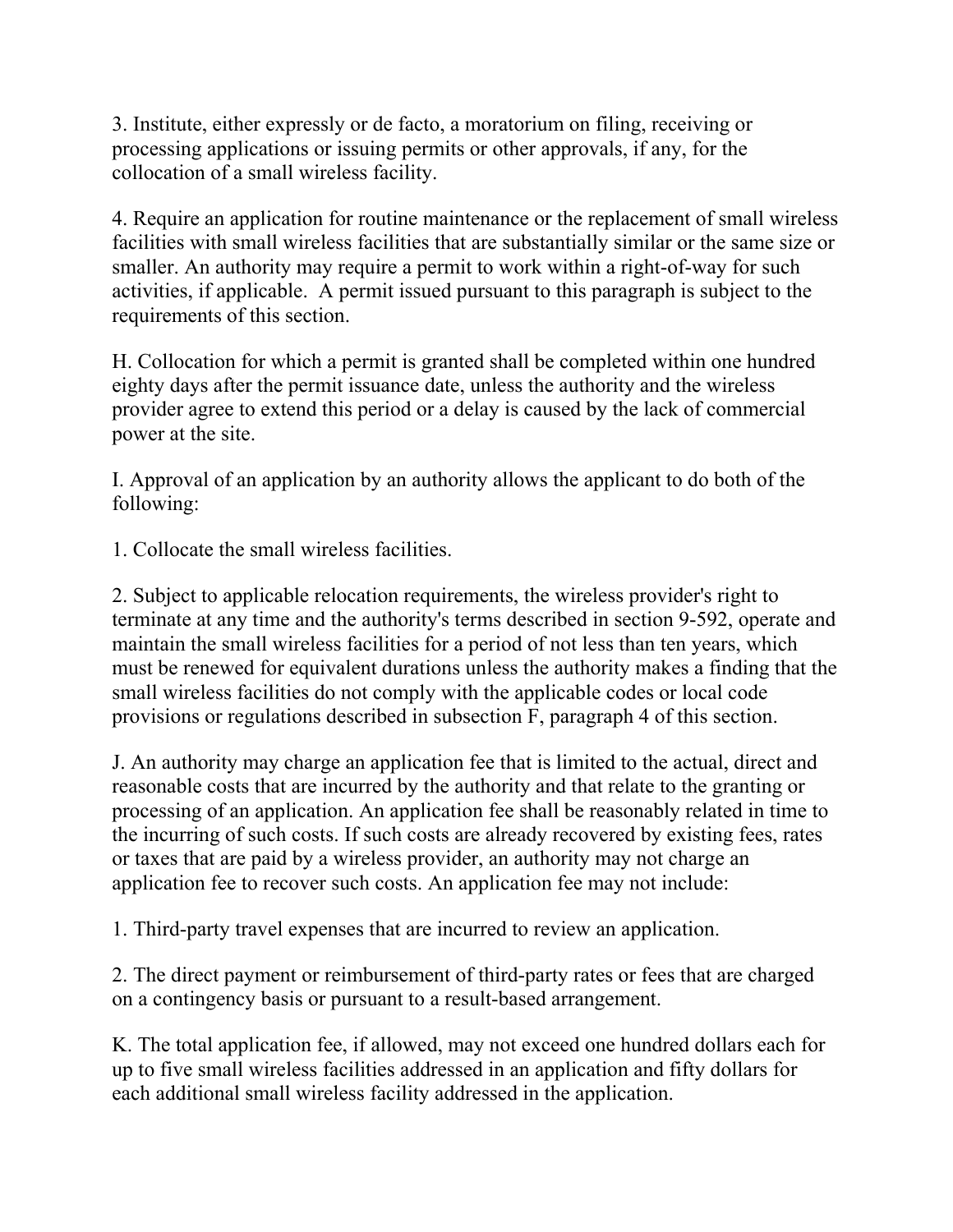3. Institute, either expressly or de facto, a moratorium on filing, receiving or processing applications or issuing permits or other approvals, if any, for the collocation of a small wireless facility.

4. Require an application for routine maintenance or the replacement of small wireless facilities with small wireless facilities that are substantially similar or the same size or smaller. An authority may require a permit to work within a right-of-way for such activities, if applicable. A permit issued pursuant to this paragraph is subject to the requirements of this section.

H. Collocation for which a permit is granted shall be completed within one hundred eighty days after the permit issuance date, unless the authority and the wireless provider agree to extend this period or a delay is caused by the lack of commercial power at the site.

I. Approval of an application by an authority allows the applicant to do both of the following:

1. Collocate the small wireless facilities.

2. Subject to applicable relocation requirements, the wireless provider's right to terminate at any time and the authority's terms described in section 9-592, operate and maintain the small wireless facilities for a period of not less than ten years, which must be renewed for equivalent durations unless the authority makes a finding that the small wireless facilities do not comply with the applicable codes or local code provisions or regulations described in subsection F, paragraph 4 of this section.

J. An authority may charge an application fee that is limited to the actual, direct and reasonable costs that are incurred by the authority and that relate to the granting or processing of an application. An application fee shall be reasonably related in time to the incurring of such costs. If such costs are already recovered by existing fees, rates or taxes that are paid by a wireless provider, an authority may not charge an application fee to recover such costs. An application fee may not include:

1. Third-party travel expenses that are incurred to review an application.

2. The direct payment or reimbursement of third-party rates or fees that are charged on a contingency basis or pursuant to a result-based arrangement.

K. The total application fee, if allowed, may not exceed one hundred dollars each for up to five small wireless facilities addressed in an application and fifty dollars for each additional small wireless facility addressed in the application.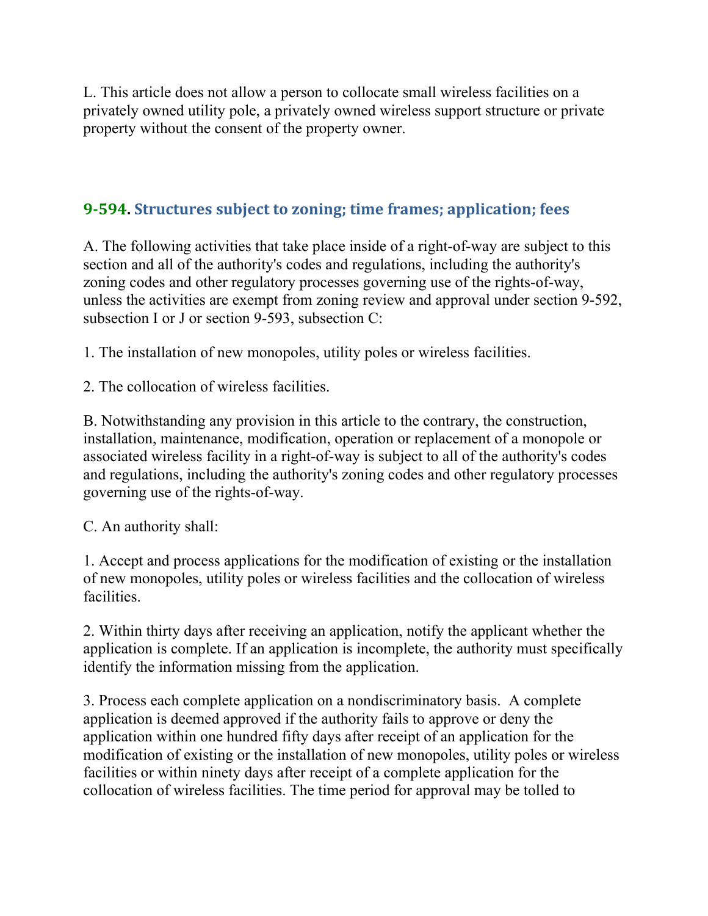L. This article does not allow a person to collocate small wireless facilities on a privately owned utility pole, a privately owned wireless support structure or private property without the consent of the property owner.

## 9-594. Structures subject to zoning; time frames; application; fees

A. The following activities that take place inside of a right-of-way are subject to this section and all of the authority's codes and regulations, including the authority's zoning codes and other regulatory processes governing use of the rights-of-way, unless the activities are exempt from zoning review and approval under section 9-592, subsection I or J or section 9-593, subsection C:

1. The installation of new monopoles, utility poles or wireless facilities.

2. The collocation of wireless facilities.

B. Notwithstanding any provision in this article to the contrary, the construction, installation, maintenance, modification, operation or replacement of a monopole or associated wireless facility in a right-of-way is subject to all of the authority's codes and regulations, including the authority's zoning codes and other regulatory processes governing use of the rights-of-way.

C. An authority shall:

1. Accept and process applications for the modification of existing or the installation of new monopoles, utility poles or wireless facilities and the collocation of wireless facilities.

2. Within thirty days after receiving an application, notify the applicant whether the application is complete. If an application is incomplete, the authority must specifically identify the information missing from the application.

3. Process each complete application on a nondiscriminatory basis. A complete application is deemed approved if the authority fails to approve or deny the application within one hundred fifty days after receipt of an application for the modification of existing or the installation of new monopoles, utility poles or wireless facilities or within ninety days after receipt of a complete application for the collocation of wireless facilities. The time period for approval may be tolled to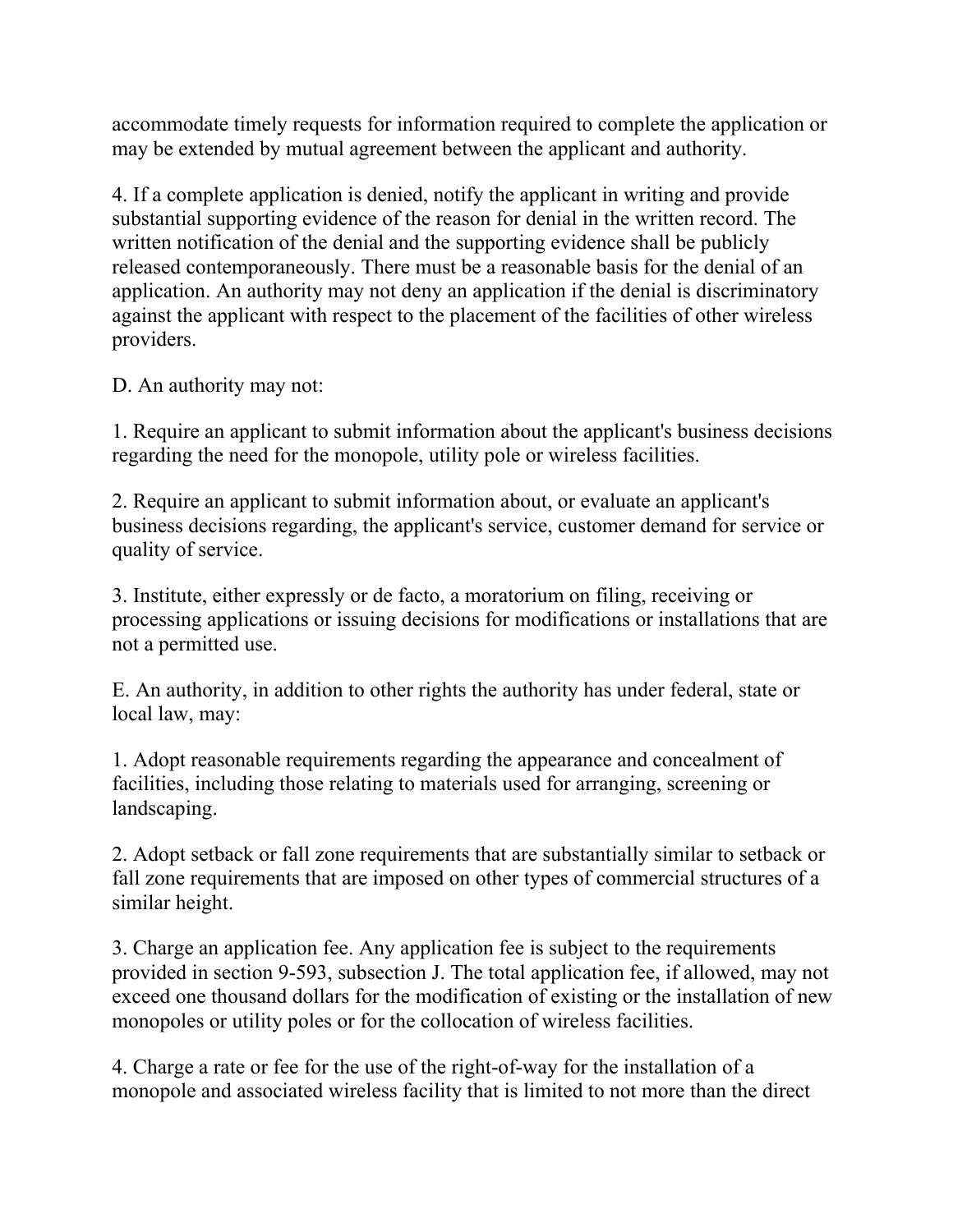accommodate timely requests for information required to complete the application or may be extended by mutual agreement between the applicant and authority.

4. If a complete application is denied, notify the applicant in writing and provide substantial supporting evidence of the reason for denial in the written record. The written notification of the denial and the supporting evidence shall be publicly released contemporaneously. There must be a reasonable basis for the denial of an application. An authority may not deny an application if the denial is discriminatory against the applicant with respect to the placement of the facilities of other wireless providers.

D. An authority may not:

1. Require an applicant to submit information about the applicant's business decisions regarding the need for the monopole, utility pole or wireless facilities.

2. Require an applicant to submit information about, or evaluate an applicant's business decisions regarding, the applicant's service, customer demand for service or quality of service.

3. Institute, either expressly or de facto, a moratorium on filing, receiving or processing applications or issuing decisions for modifications or installations that are not a permitted use.

E. An authority, in addition to other rights the authority has under federal, state or local law, may:

1. Adopt reasonable requirements regarding the appearance and concealment of facilities, including those relating to materials used for arranging, screening or landscaping.

2. Adopt setback or fall zone requirements that are substantially similar to setback or fall zone requirements that are imposed on other types of commercial structures of a similar height.

3. Charge an application fee. Any application fee is subject to the requirements provided in section 9-593, subsection J. The total application fee, if allowed, may not exceed one thousand dollars for the modification of existing or the installation of new monopoles or utility poles or for the collocation of wireless facilities.

4. Charge a rate or fee for the use of the right-of-way for the installation of a monopole and associated wireless facility that is limited to not more than the direct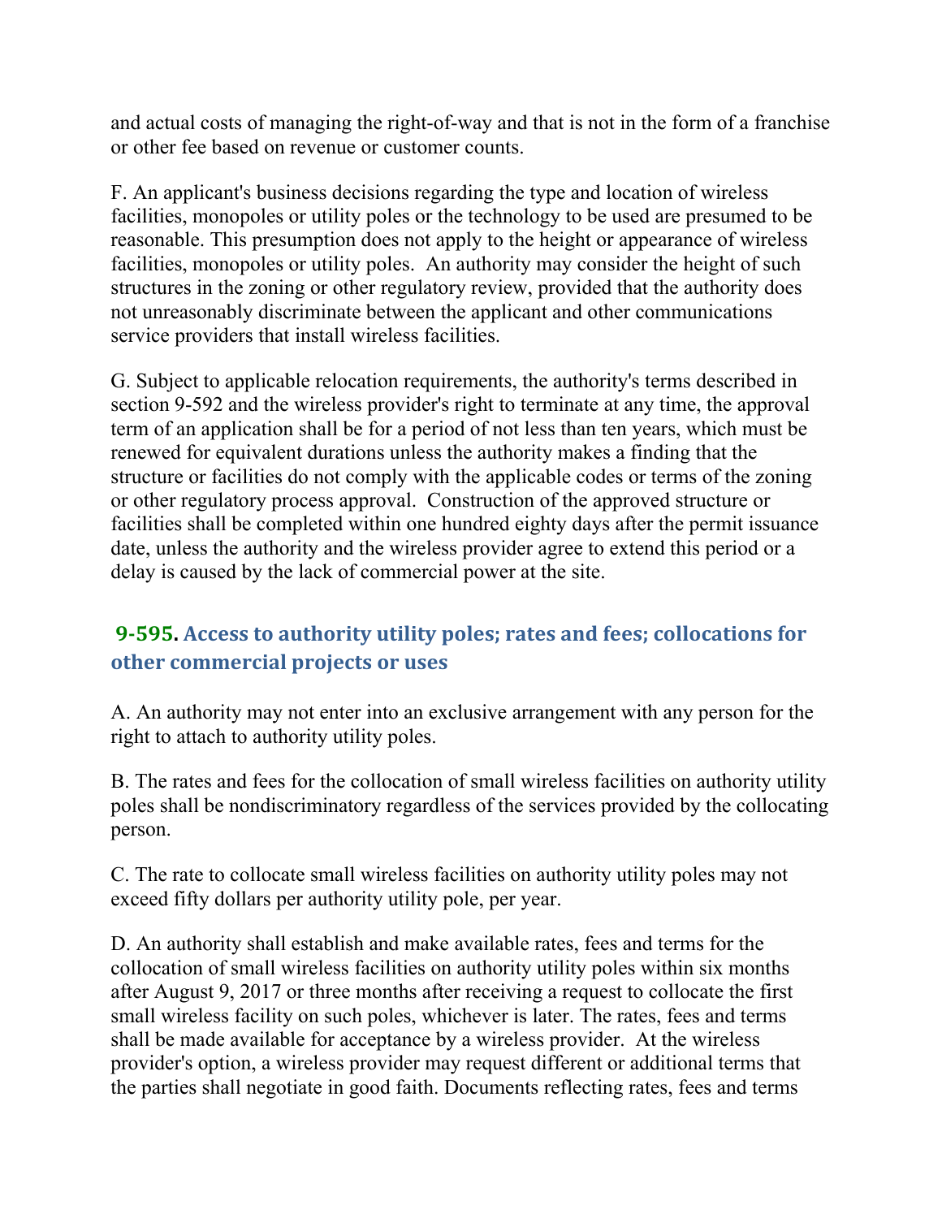and actual costs of managing the right-of-way and that is not in the form of a franchise or other fee based on revenue or customer counts.

F. An applicant's business decisions regarding the type and location of wireless facilities, monopoles or utility poles or the technology to be used are presumed to be reasonable. This presumption does not apply to the height or appearance of wireless facilities, monopoles or utility poles. An authority may consider the height of such structures in the zoning or other regulatory review, provided that the authority does not unreasonably discriminate between the applicant and other communications service providers that install wireless facilities.

G. Subject to applicable relocation requirements, the authority's terms described in section 9-592 and the wireless provider's right to terminate at any time, the approval term of an application shall be for a period of not less than ten years, which must be renewed for equivalent durations unless the authority makes a finding that the structure or facilities do not comply with the applicable codes or terms of the zoning or other regulatory process approval. Construction of the approved structure or facilities shall be completed within one hundred eighty days after the permit issuance date, unless the authority and the wireless provider agree to extend this period or a delay is caused by the lack of commercial power at the site.

### 9-595. Access to authority utility poles; rates and fees; collocations for other commercial projects or uses

A. An authority may not enter into an exclusive arrangement with any person for the right to attach to authority utility poles.

B. The rates and fees for the collocation of small wireless facilities on authority utility poles shall be nondiscriminatory regardless of the services provided by the collocating person.

C. The rate to collocate small wireless facilities on authority utility poles may not exceed fifty dollars per authority utility pole, per year.

D. An authority shall establish and make available rates, fees and terms for the collocation of small wireless facilities on authority utility poles within six months after August 9, 2017 or three months after receiving a request to collocate the first small wireless facility on such poles, whichever is later. The rates, fees and terms shall be made available for acceptance by a wireless provider. At the wireless provider's option, a wireless provider may request different or additional terms that the parties shall negotiate in good faith. Documents reflecting rates, fees and terms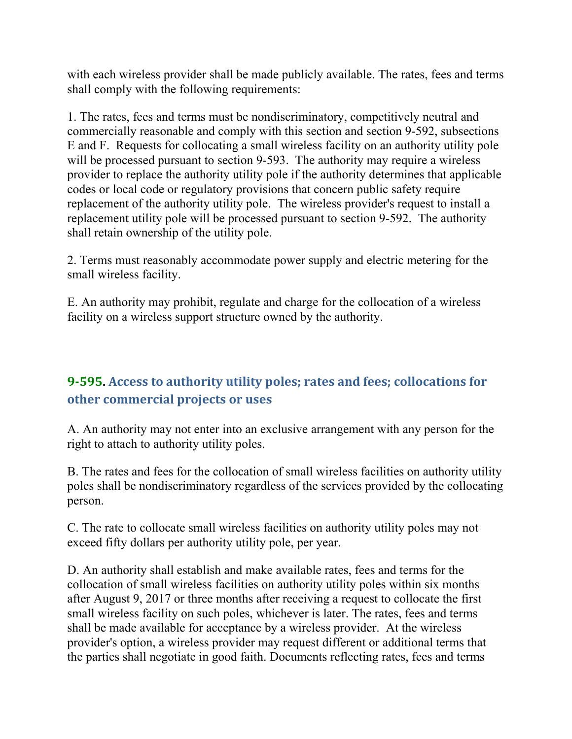with each wireless provider shall be made publicly available. The rates, fees and terms shall comply with the following requirements:

1. The rates, fees and terms must be nondiscriminatory, competitively neutral and commercially reasonable and comply with this section and section 9-592, subsections E and F. Requests for collocating a small wireless facility on an authority utility pole will be processed pursuant to section 9-593. The authority may require a wireless provider to replace the authority utility pole if the authority determines that applicable codes or local code or regulatory provisions that concern public safety require replacement of the authority utility pole. The wireless provider's request to install a replacement utility pole will be processed pursuant to section 9-592. The authority shall retain ownership of the utility pole.

2. Terms must reasonably accommodate power supply and electric metering for the small wireless facility.

E. An authority may prohibit, regulate and charge for the collocation of a wireless facility on a wireless support structure owned by the authority.

## 9-595. Access to authority utility poles; rates and fees; collocations for other commercial projects or uses

A. An authority may not enter into an exclusive arrangement with any person for the right to attach to authority utility poles.

B. The rates and fees for the collocation of small wireless facilities on authority utility poles shall be nondiscriminatory regardless of the services provided by the collocating person.

C. The rate to collocate small wireless facilities on authority utility poles may not exceed fifty dollars per authority utility pole, per year.

D. An authority shall establish and make available rates, fees and terms for the collocation of small wireless facilities on authority utility poles within six months after August 9, 2017 or three months after receiving a request to collocate the first small wireless facility on such poles, whichever is later. The rates, fees and terms shall be made available for acceptance by a wireless provider. At the wireless provider's option, a wireless provider may request different or additional terms that the parties shall negotiate in good faith. Documents reflecting rates, fees and terms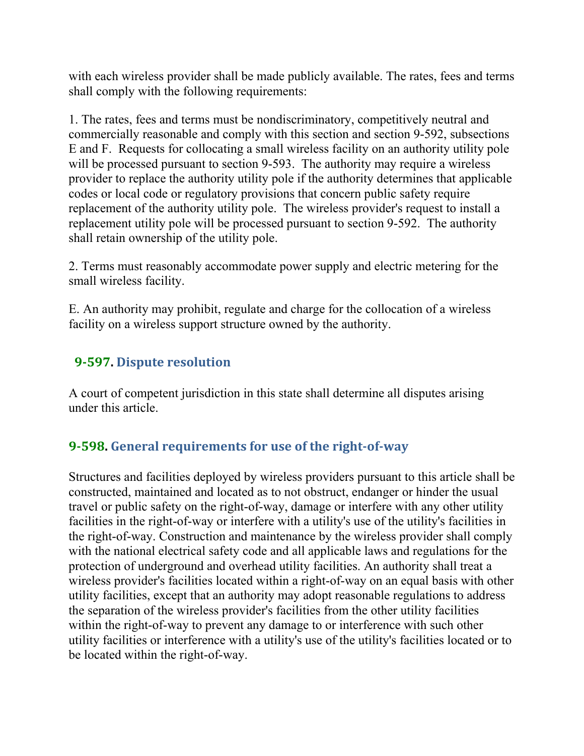with each wireless provider shall be made publicly available. The rates, fees and terms shall comply with the following requirements:

1. The rates, fees and terms must be nondiscriminatory, competitively neutral and commercially reasonable and comply with this section and section 9-592, subsections E and F. Requests for collocating a small wireless facility on an authority utility pole will be processed pursuant to section 9-593. The authority may require a wireless provider to replace the authority utility pole if the authority determines that applicable codes or local code or regulatory provisions that concern public safety require replacement of the authority utility pole. The wireless provider's request to install a replacement utility pole will be processed pursuant to section 9-592. The authority shall retain ownership of the utility pole.

2. Terms must reasonably accommodate power supply and electric metering for the small wireless facility.

E. An authority may prohibit, regulate and charge for the collocation of a wireless facility on a wireless support structure owned by the authority.

### 9-597. Dispute resolution

A court of competent jurisdiction in this state shall determine all disputes arising under this article.

### 9-598. General requirements for use of the right-of-way

Structures and facilities deployed by wireless providers pursuant to this article shall be constructed, maintained and located as to not obstruct, endanger or hinder the usual travel or public safety on the right-of-way, damage or interfere with any other utility facilities in the right-of-way or interfere with a utility's use of the utility's facilities in the right-of-way. Construction and maintenance by the wireless provider shall comply with the national electrical safety code and all applicable laws and regulations for the protection of underground and overhead utility facilities. An authority shall treat a wireless provider's facilities located within a right-of-way on an equal basis with other utility facilities, except that an authority may adopt reasonable regulations to address the separation of the wireless provider's facilities from the other utility facilities within the right-of-way to prevent any damage to or interference with such other utility facilities or interference with a utility's use of the utility's facilities located or to be located within the right-of-way.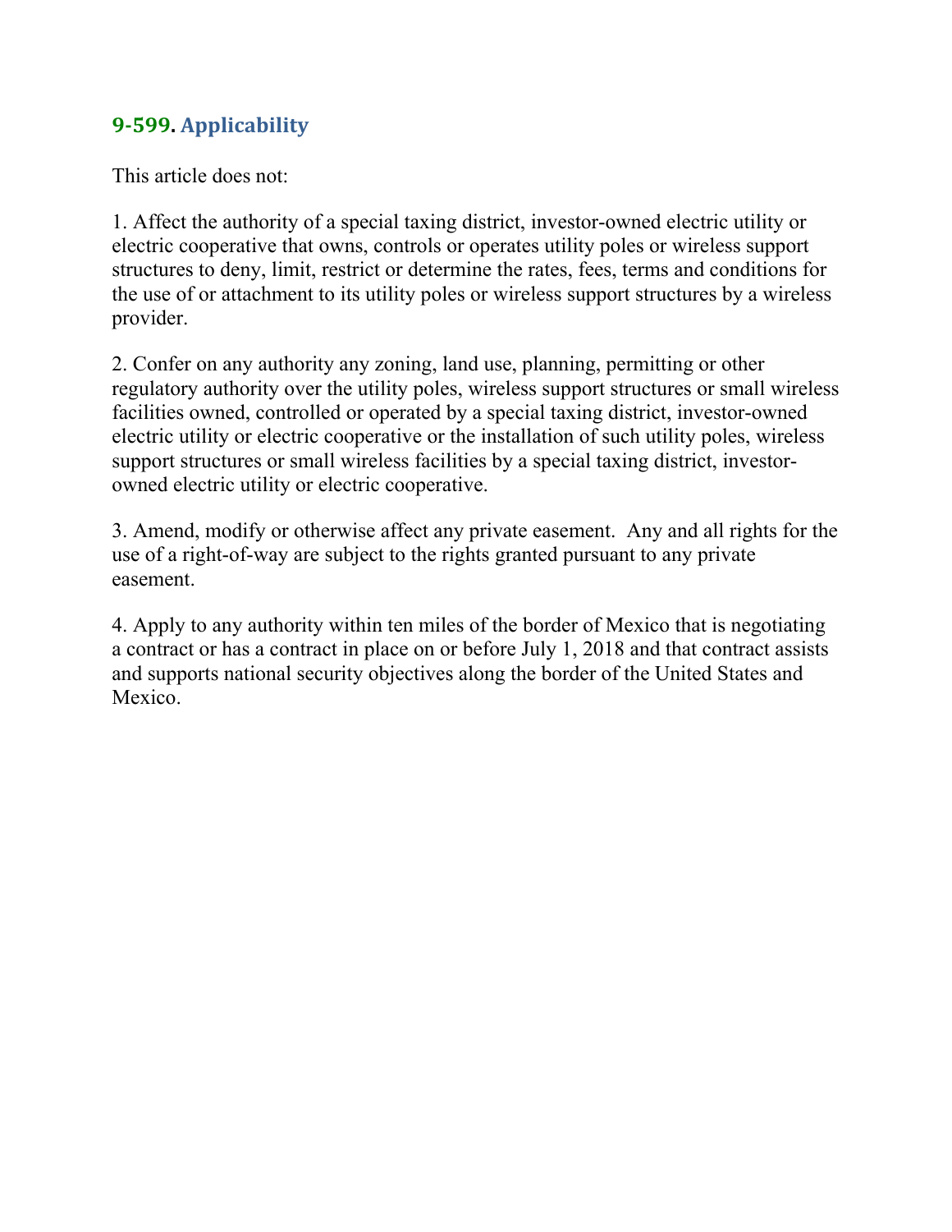## 9-599. Applicability

This article does not:

1. Affect the authority of a special taxing district, investor-owned electric utility or electric cooperative that owns, controls or operates utility poles or wireless support structures to deny, limit, restrict or determine the rates, fees, terms and conditions for the use of or attachment to its utility poles or wireless support structures by a wireless provider.

2. Confer on any authority any zoning, land use, planning, permitting or other regulatory authority over the utility poles, wireless support structures or small wireless facilities owned, controlled or operated by a special taxing district, investor-owned electric utility or electric cooperative or the installation of such utility poles, wireless support structures or small wireless facilities by a special taxing district, investor-owned electric utility or electric cooperative.

3. Amend, modify or otherwise affect any private easement. Any and all rights for the use of a right-of-way are subject to the rights granted pursuant to any private easement.

4. Apply to any authority within ten miles of the border of Mexico that is negotiating a contract or has a contract in place on or before July 1, 2018 and that contract assists and supports national security objectives along the border of the United States and Mexico.